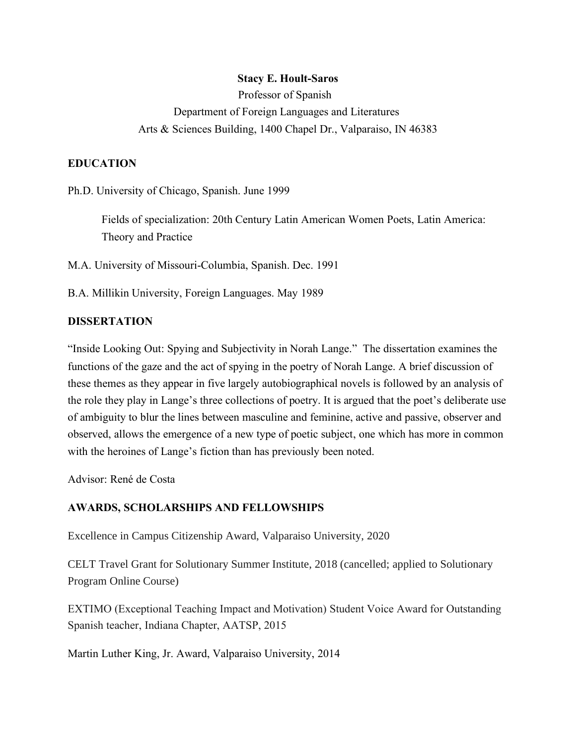**Stacy E. Hoult-Saros**

Professor of Spanish

Department of Foreign Languages and Literatures

Arts & Sciences Building, 1400 Chapel Dr., Valparaiso, IN 46383

## EDUCATION

Ph.D. University of Chicago, Spanish. June 1999

> Fields of specialization: 20th Century Latin American Women Poets, Latin America: Theory and Practice

M.A. University of Missouri-Columbia, Spanish. Dec. 1991

B.A. Millikin University, Foreign Languages. May 1989

## DISSERTATION

"Inside Looking Out: Spying and Subjectivity in Norah Lange." The dissertation examines the functions of the gaze and the act of spying in the poetry of Norah Lange. A brief discussion of these themes as they appear in five largely autobiographical novels is followed by an analysis of the role they play in Lange's three collections of poetry. It is argued that the poet's deliberate use of ambiguity to blur the lines between masculine and feminine, active and passive, observer and observed, allows the emergence of a new type of poetic subject, one which has more in common with the heroines of Lange's fiction than has previously been noted.

Advisor: René de Costa

## AWARDS, SCHOLARSHIPS AND FELLOWSHIPS

Excellence in Campus Citizenship Award, Valparaiso University, 2020

CELT Travel Grant for Solutionary Summer Institute, 2018 (cancelled; applied to Solutionary Program Online Course)

EXTIMO (Exceptional Teaching Impact and Motivation) Student Voice Award for Outstanding Spanish teacher, Indiana Chapter, AATSP, 2015

Martin Luther King, Jr. Award, Valparaiso University, 2014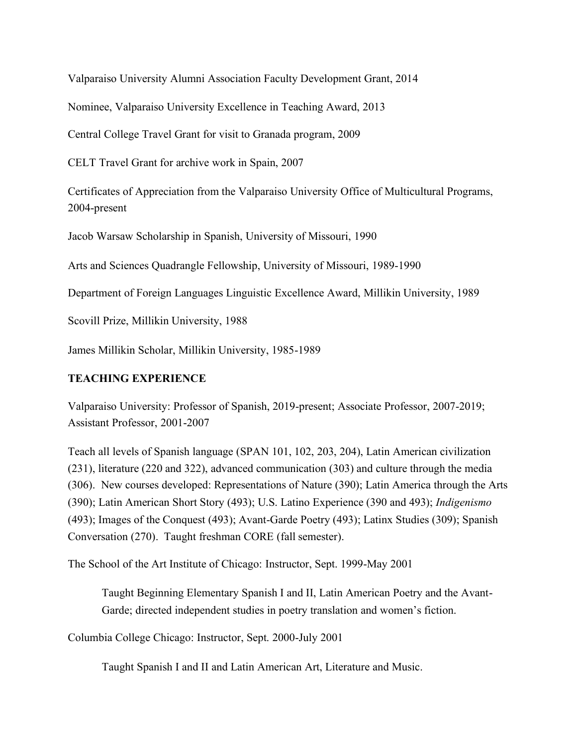Valparaiso University Alumni Association Faculty Development Grant, 2014

Nominee, Valparaiso University Excellence in Teaching Award, 2013

Central College Travel Grant for visit to Granada program, 2009

CELT Travel Grant for archive work in Spain, 2007

Certificates of Appreciation from the Valparaiso University Office of Multicultural Programs, 2004-present

Jacob Warsaw Scholarship in Spanish, University of Missouri, 1990

Arts and Sciences Quadrangle Fellowship, University of Missouri, 1989-1990

Department of Foreign Languages Linguistic Excellence Award, Millikin University, 1989

Scovill Prize, Millikin University, 1988

James Millikin Scholar, Millikin University, 1985-1989

## TEACHING EXPERIENCE

Valparaiso University: Professor of Spanish, 2019-present; Associate Professor, 2007-2019; Assistant Professor, 2001-2007

Teach all levels of Spanish language (SPAN 101, 102, 203, 204), Latin American civilization (231), literature (220 and 322), advanced communication (303) and culture through the media (306). New courses developed: Representations of Nature (390); Latin America through the Arts (390); Latin American Short Story (493); U.S. Latino Experience (390 and 493); *Indigenismo* (493); Images of the Conquest (493); Avant-Garde Poetry (493); Latinx Studies (309); Spanish Conversation (270). Taught freshman CORE (fall semester).

The School of the Art Institute of Chicago: Instructor, Sept. 1999-May 2001

> Taught Beginning Elementary Spanish I and II, Latin American Poetry and the Avant-Garde; directed independent studies in poetry translation and women's fiction.

Columbia College Chicago: Instructor, Sept. 2000-July 2001

> Taught Spanish I and II and Latin American Art, Literature and Music.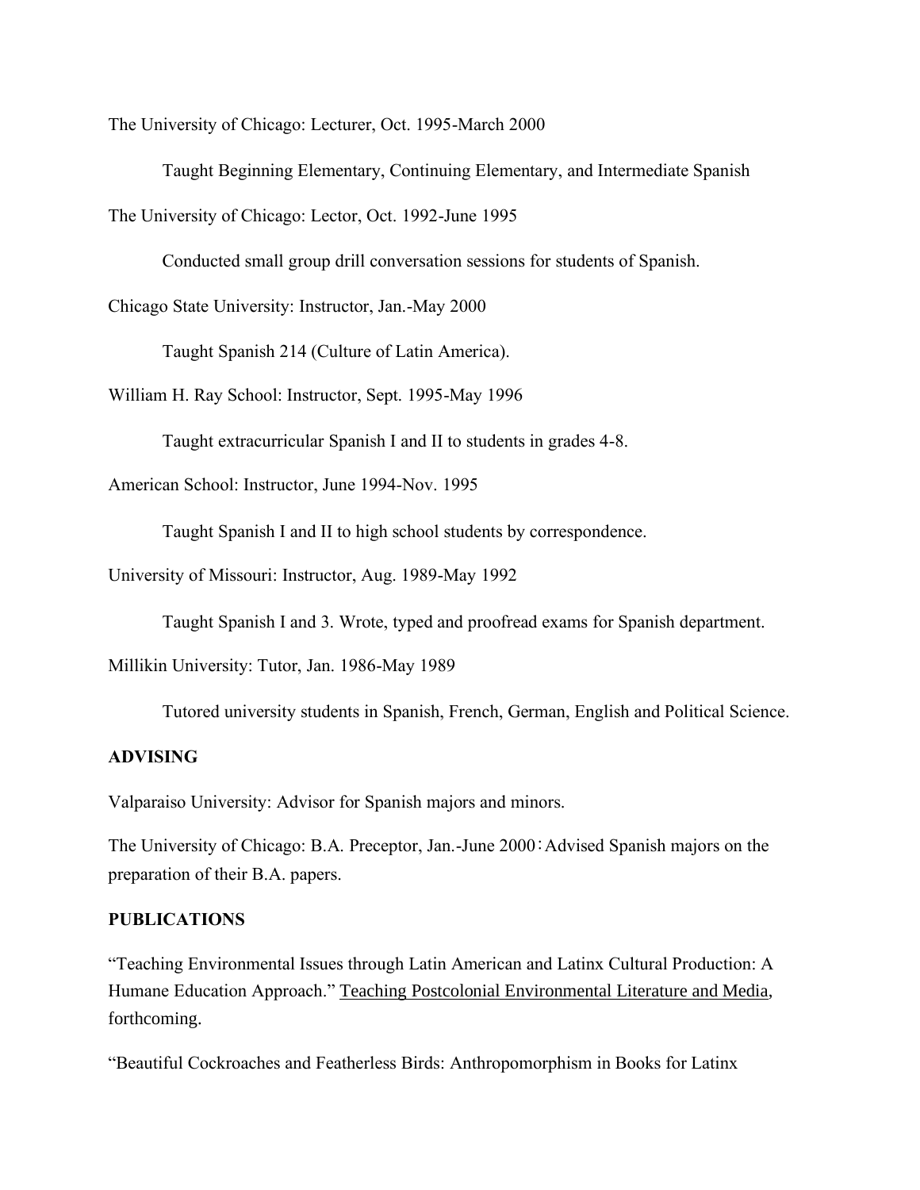The University of Chicago: Lecturer, Oct. 1995-March 2000

Taught Beginning Elementary, Continuing Elementary, and Intermediate Spanish

The University of Chicago: Lector, Oct. 1992-June 1995

Conducted small group drill conversation sessions for students of Spanish.

Chicago State University: Instructor, Jan.-May 2000

Taught Spanish 214 (Culture of Latin America).

William H. Ray School: Instructor, Sept. 1995-May 1996

Taught extracurricular Spanish I and II to students in grades 4-8.

American School: Instructor, June 1994-Nov. 1995

Taught Spanish I and II to high school students by correspondence.

University of Missouri: Instructor, Aug. 1989-May 1992

Taught Spanish I and 3. Wrote, typed and proofread exams for Spanish department.

Millikin University: Tutor, Jan. 1986-May 1989

Tutored university students in Spanish, French, German, English and Political Science.

**ADVISING**

Valparaiso University: Advisor for Spanish majors and minors.

The University of Chicago: B.A. Preceptor, Jan.-June 2000：Advised Spanish majors on the preparation of their B.A. papers.

**PUBLICATIONS**

"Teaching Environmental Issues through Latin American and Latinx Cultural Production: A Humane Education Approach." Teaching Postcolonial Environmental Literature and Media, forthcoming.

"Beautiful Cockroaches and Featherless Birds: Anthropomorphism in Books for Latinx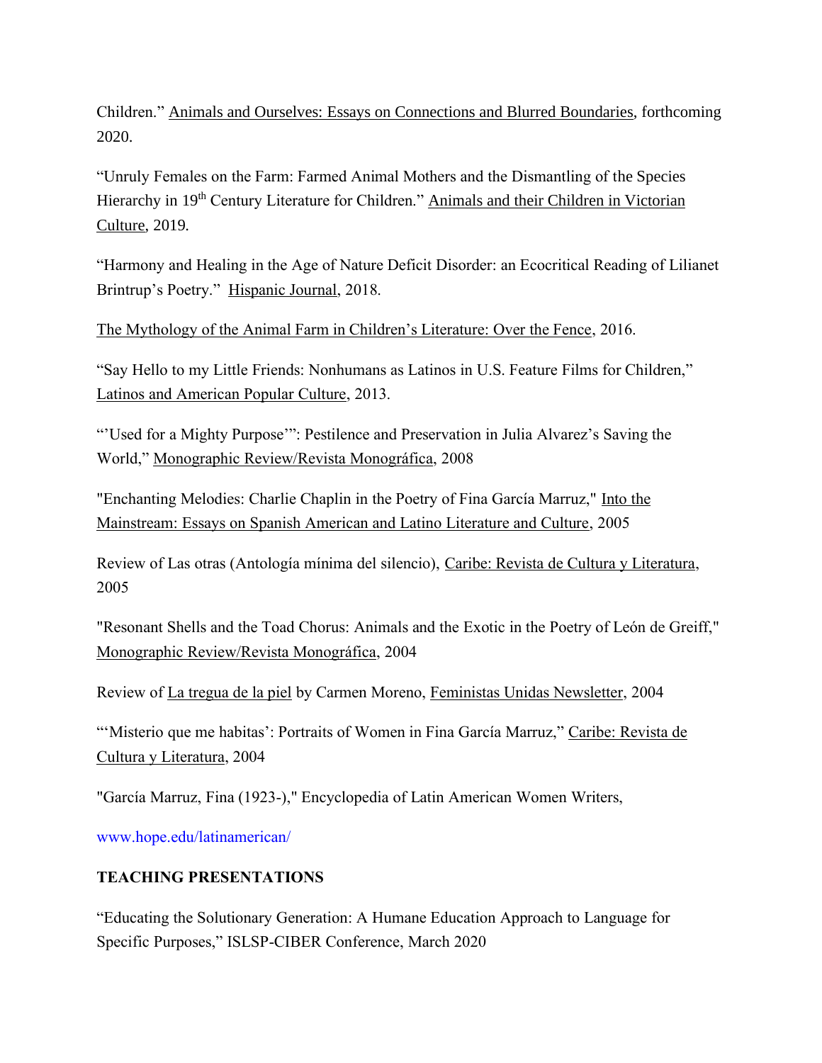Children." <u>Animals and Ourselves: Essays on Connections and Blurred Boundaries</u>, forthcoming 2020.

"Unruly Females on the Farm: Farmed Animal Mothers and the Dismantling of the Species Hierarchy in 19th Century Literature for Children." <u>Animals and their Children in Victorian Culture</u>, 2019.

"Harmony and Healing in the Age of Nature Deficit Disorder: an Ecocritical Reading of Lilianet Brintrup's Poetry." <u>Hispanic Journal</u>, 2018.

<u>The Mythology of the Animal Farm in Children's Literature: Over the Fence</u>, 2016.

"Say Hello to my Little Friends: Nonhumans as Latinos in U.S. Feature Films for Children," <u>Latinos and American Popular Culture</u>, 2013.

"'Used for a Mighty Purpose'": Pestilence and Preservation in Julia Alvarez's Saving the World," <u>Monographic Review/Revista Monográfica</u>, 2008

"Enchanting Melodies: Charlie Chaplin in the Poetry of Fina García Marruz," <u>Into the Mainstream: Essays on Spanish American and Latino Literature and Culture</u>, 2005

Review of Las otras (Antología mínima del silencio), <u>Caribe: Revista de Cultura y Literatura</u>, 2005

"Resonant Shells and the Toad Chorus: Animals and the Exotic in the Poetry of León de Greiff," <u>Monographic Review/Revista Monográfica</u>, 2004

Review of <u>La tregua de la piel</u> by Carmen Moreno, <u>Feministas Unidas Newsletter</u>, 2004

"'Misterio que me habitas': Portraits of Women in Fina García Marruz," <u>Caribe: Revista de Cultura y Literatura</u>, 2004

"García Marruz, Fina (1923-)," Encyclopedia of Latin American Women Writers,

www.hope.edu/latinamerican/

**TEACHING PRESENTATIONS**

"Educating the Solutionary Generation: A Humane Education Approach to Language for Specific Purposes," ISLSP-CIBER Conference, March 2020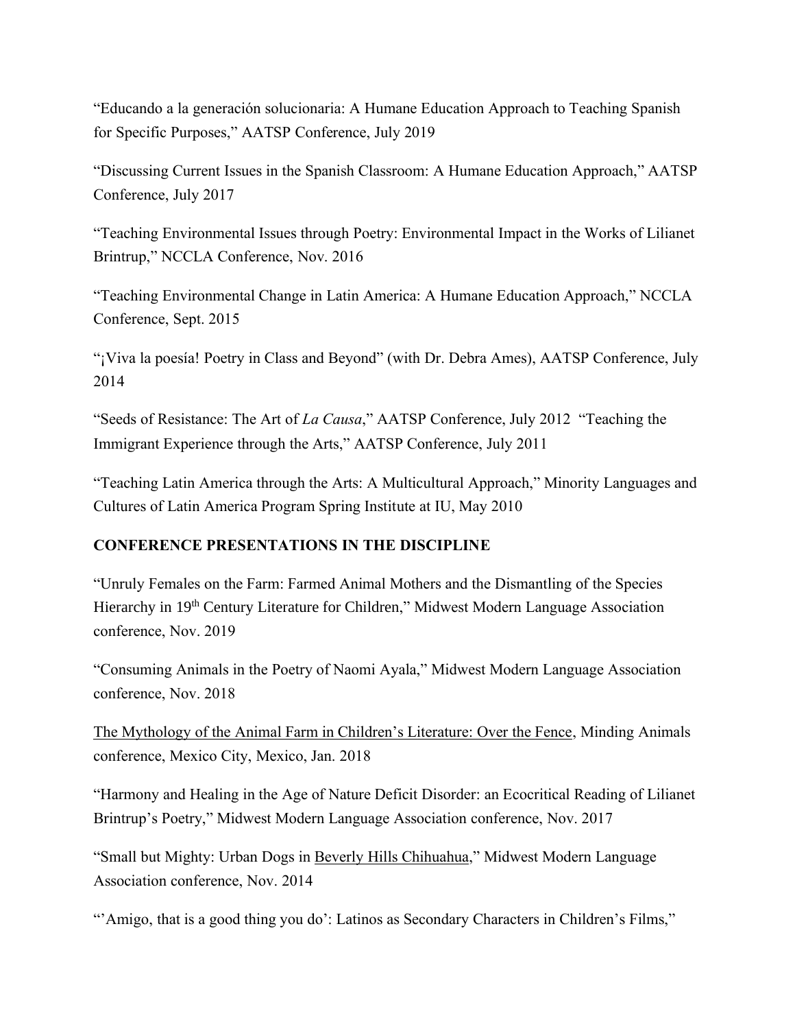"Educando a la generación solucionaria: A Humane Education Approach to Teaching Spanish for Specific Purposes," AATSP Conference, July 2019

"Discussing Current Issues in the Spanish Classroom: A Humane Education Approach," AATSP Conference, July 2017

"Teaching Environmental Issues through Poetry: Environmental Impact in the Works of Lilianet Brintrup," NCCLA Conference, Nov. 2016

"Teaching Environmental Change in Latin America: A Humane Education Approach," NCCLA Conference, Sept. 2015

"¡Viva la poesía! Poetry in Class and Beyond" (with Dr. Debra Ames), AATSP Conference, July 2014

"Seeds of Resistance: The Art of *La Causa*," AATSP Conference, July 2012 "Teaching the Immigrant Experience through the Arts," AATSP Conference, July 2011

"Teaching Latin America through the Arts: A Multicultural Approach," Minority Languages and Cultures of Latin America Program Spring Institute at IU, May 2010

**CONFERENCE PRESENTATIONS IN THE DISCIPLINE**

"Unruly Females on the Farm: Farmed Animal Mothers and the Dismantling of the Species Hierarchy in 19th Century Literature for Children," Midwest Modern Language Association conference, Nov. 2019

"Consuming Animals in the Poetry of Naomi Ayala," Midwest Modern Language Association conference, Nov. 2018

<u>The Mythology of the Animal Farm in Children's Literature: Over the Fence</u>, Minding Animals conference, Mexico City, Mexico, Jan. 2018

"Harmony and Healing in the Age of Nature Deficit Disorder: an Ecocritical Reading of Lilianet Brintrup's Poetry," Midwest Modern Language Association conference, Nov. 2017

"Small but Mighty: Urban Dogs in <u>Beverly Hills Chihuahua</u>," Midwest Modern Language Association conference, Nov. 2014

"'Amigo, that is a good thing you do': Latinos as Secondary Characters in Children's Films,"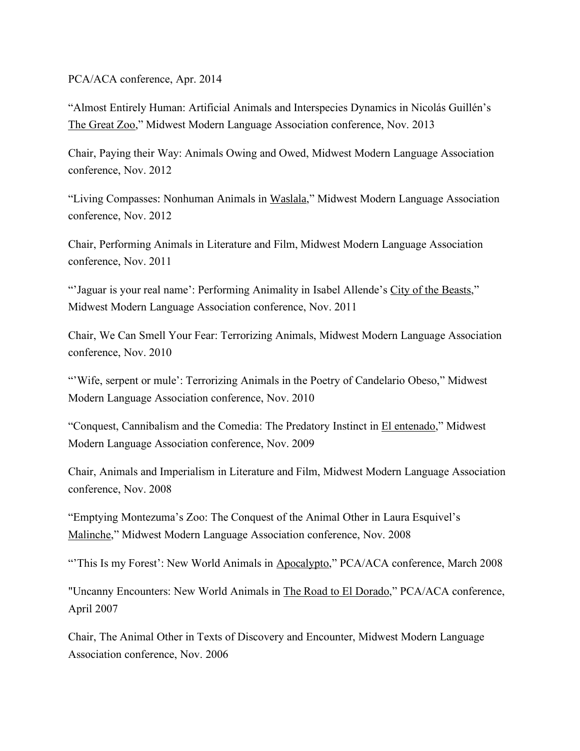PCA/ACA conference, Apr. 2014

“Almost Entirely Human: Artificial Animals and Interspecies Dynamics in Nicolás Guillén’s The Great Zoo,” Midwest Modern Language Association conference, Nov. 2013

Chair, Paying their Way: Animals Owing and Owed, Midwest Modern Language Association conference, Nov. 2012

“Living Compasses: Nonhuman Animals in Waslala,” Midwest Modern Language Association conference, Nov. 2012

Chair, Performing Animals in Literature and Film, Midwest Modern Language Association conference, Nov. 2011

“’Jaguar is your real name’: Performing Animality in Isabel Allende’s City of the Beasts,” Midwest Modern Language Association conference, Nov. 2011

Chair, We Can Smell Your Fear: Terrorizing Animals, Midwest Modern Language Association conference, Nov. 2010

“’Wife, serpent or mule’: Terrorizing Animals in the Poetry of Candelario Obeso,” Midwest Modern Language Association conference, Nov. 2010

“Conquest, Cannibalism and the Comedia: The Predatory Instinct in El entenado,” Midwest Modern Language Association conference, Nov. 2009

Chair, Animals and Imperialism in Literature and Film, Midwest Modern Language Association conference, Nov. 2008

“Emptying Montezuma’s Zoo: The Conquest of the Animal Other in Laura Esquivel’s Malinche,” Midwest Modern Language Association conference, Nov. 2008

“’This Is my Forest’: New World Animals in Apocalypto,” PCA/ACA conference, March 2008

"Uncanny Encounters: New World Animals in The Road to El Dorado,” PCA/ACA conference, April 2007

Chair, The Animal Other in Texts of Discovery and Encounter, Midwest Modern Language Association conference, Nov. 2006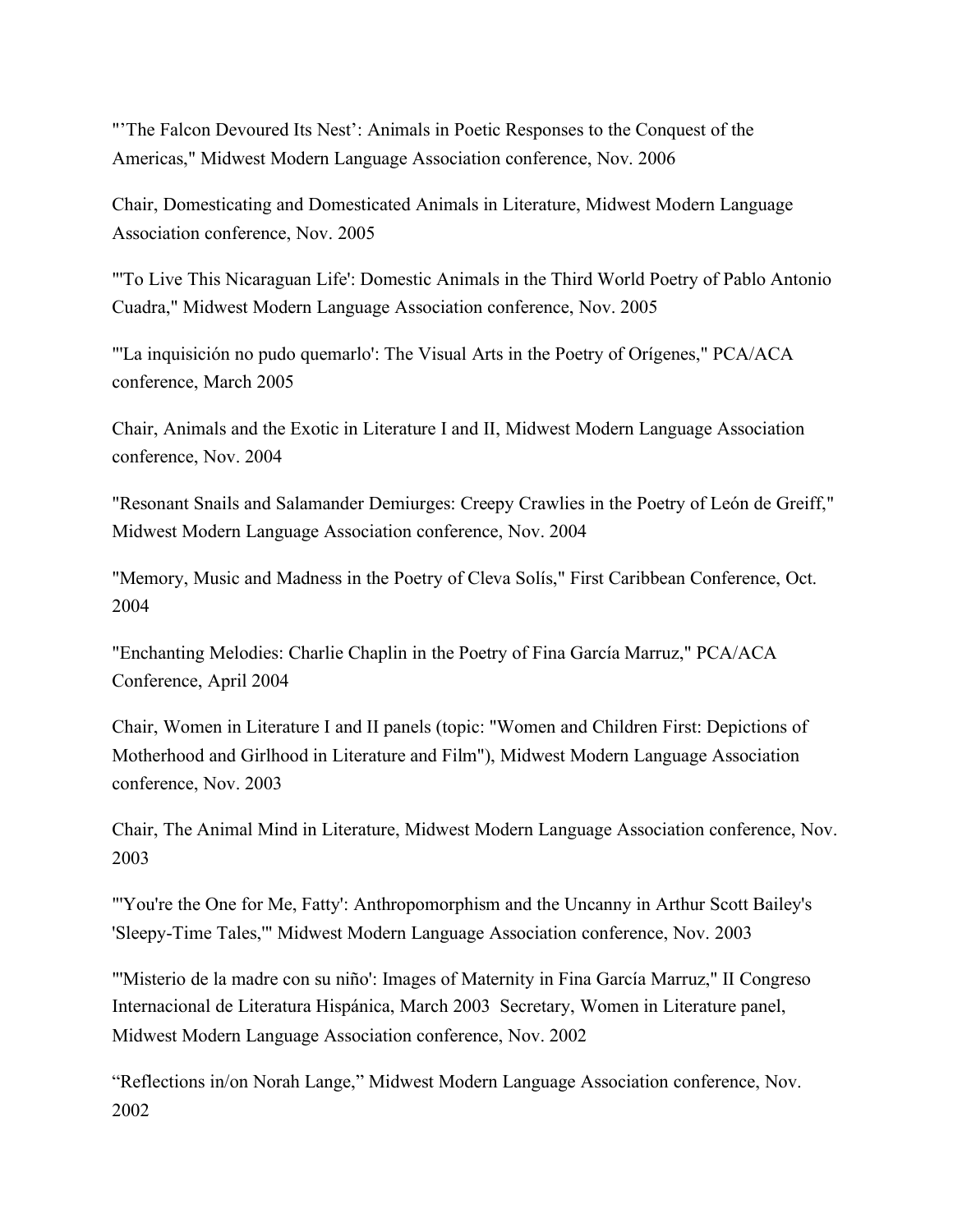"'The Falcon Devoured Its Nest': Animals in Poetic Responses to the Conquest of the Americas," Midwest Modern Language Association conference, Nov. 2006

Chair, Domesticating and Domesticated Animals in Literature, Midwest Modern Language Association conference, Nov. 2005

"'To Live This Nicaraguan Life': Domestic Animals in the Third World Poetry of Pablo Antonio Cuadra," Midwest Modern Language Association conference, Nov. 2005

"'La inquisición no pudo quemarlo': The Visual Arts in the Poetry of Orígenes," PCA/ACA conference, March 2005

Chair, Animals and the Exotic in Literature I and II, Midwest Modern Language Association conference, Nov. 2004

"Resonant Snails and Salamander Demiurges: Creepy Crawlies in the Poetry of León de Greiff," Midwest Modern Language Association conference, Nov. 2004

"Memory, Music and Madness in the Poetry of Cleva Solís," First Caribbean Conference, Oct. 2004

"Enchanting Melodies: Charlie Chaplin in the Poetry of Fina García Marruz," PCA/ACA Conference, April 2004

Chair, Women in Literature I and II panels (topic: "Women and Children First: Depictions of Motherhood and Girlhood in Literature and Film"), Midwest Modern Language Association conference, Nov. 2003

Chair, The Animal Mind in Literature, Midwest Modern Language Association conference, Nov. 2003

"'You're the One for Me, Fatty': Anthropomorphism and the Uncanny in Arthur Scott Bailey's 'Sleepy-Time Tales,'" Midwest Modern Language Association conference, Nov. 2003

"'Misterio de la madre con su niño': Images of Maternity in Fina García Marruz," II Congreso Internacional de Literatura Hispánica, March 2003 Secretary, Women in Literature panel, Midwest Modern Language Association conference, Nov. 2002

"Reflections in/on Norah Lange," Midwest Modern Language Association conference, Nov. 2002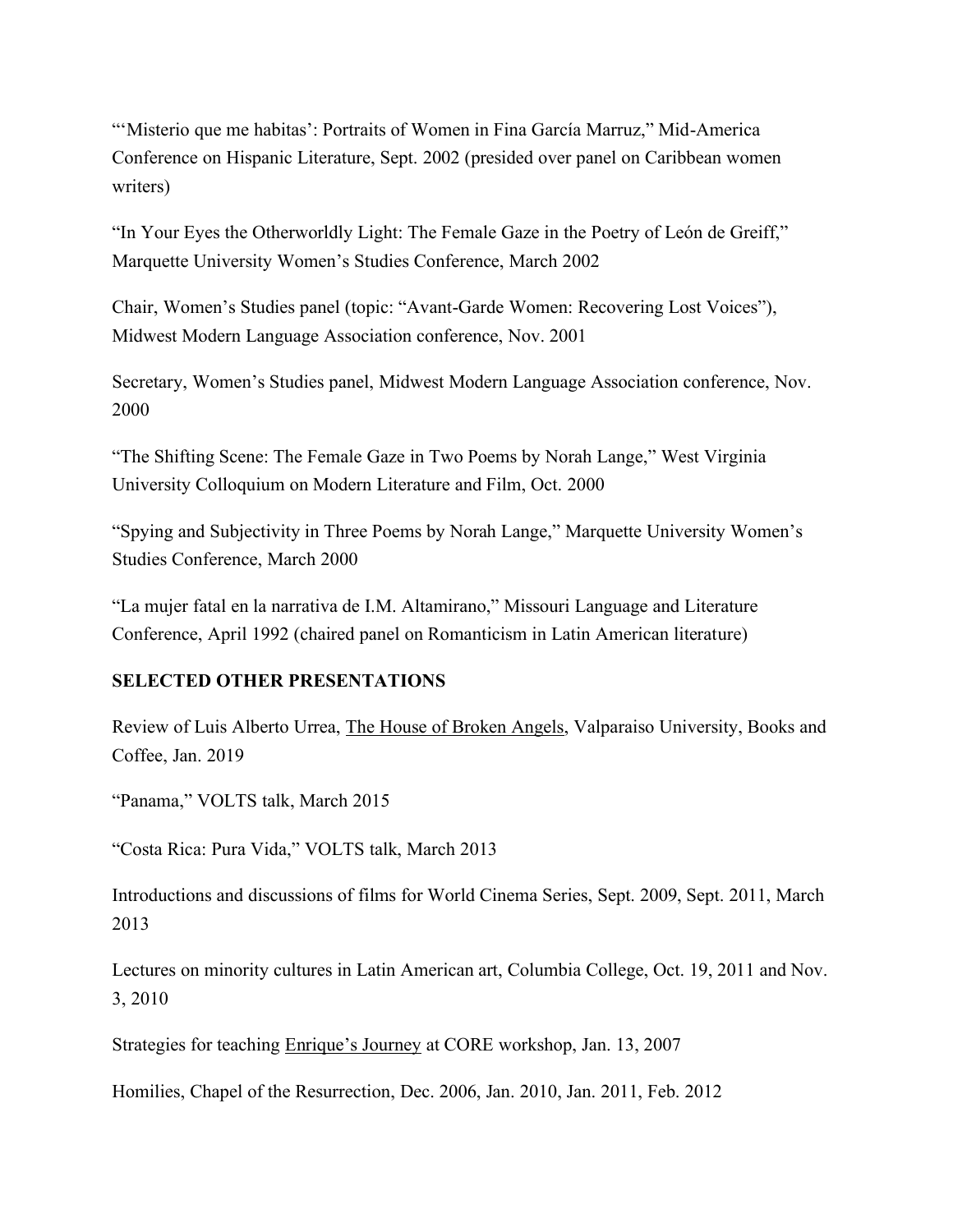"'Misterio que me habitas': Portraits of Women in Fina García Marruz," Mid-America Conference on Hispanic Literature, Sept. 2002 (presided over panel on Caribbean women writers)

"In Your Eyes the Otherworldly Light: The Female Gaze in the Poetry of León de Greiff," Marquette University Women's Studies Conference, March 2002

Chair, Women's Studies panel (topic: "Avant-Garde Women: Recovering Lost Voices"), Midwest Modern Language Association conference, Nov. 2001

Secretary, Women's Studies panel, Midwest Modern Language Association conference, Nov. 2000

"The Shifting Scene: The Female Gaze in Two Poems by Norah Lange," West Virginia University Colloquium on Modern Literature and Film, Oct. 2000

"Spying and Subjectivity in Three Poems by Norah Lange," Marquette University Women's Studies Conference, March 2000

"La mujer fatal en la narrativa de I.M. Altamirano," Missouri Language and Literature Conference, April 1992 (chaired panel on Romanticism in Latin American literature)

## SELECTED OTHER PRESENTATIONS

Review of Luis Alberto Urrea, <u>The House of Broken Angels</u>, Valparaiso University, Books and Coffee, Jan. 2019

"Panama," VOLTS talk, March 2015

"Costa Rica: Pura Vida," VOLTS talk, March 2013

Introductions and discussions of films for World Cinema Series, Sept. 2009, Sept. 2011, March 2013

Lectures on minority cultures in Latin American art, Columbia College, Oct. 19, 2011 and Nov. 3, 2010

Strategies for teaching <u>Enrique's Journey</u> at CORE workshop, Jan. 13, 2007

Homilies, Chapel of the Resurrection, Dec. 2006, Jan. 2010, Jan. 2011, Feb. 2012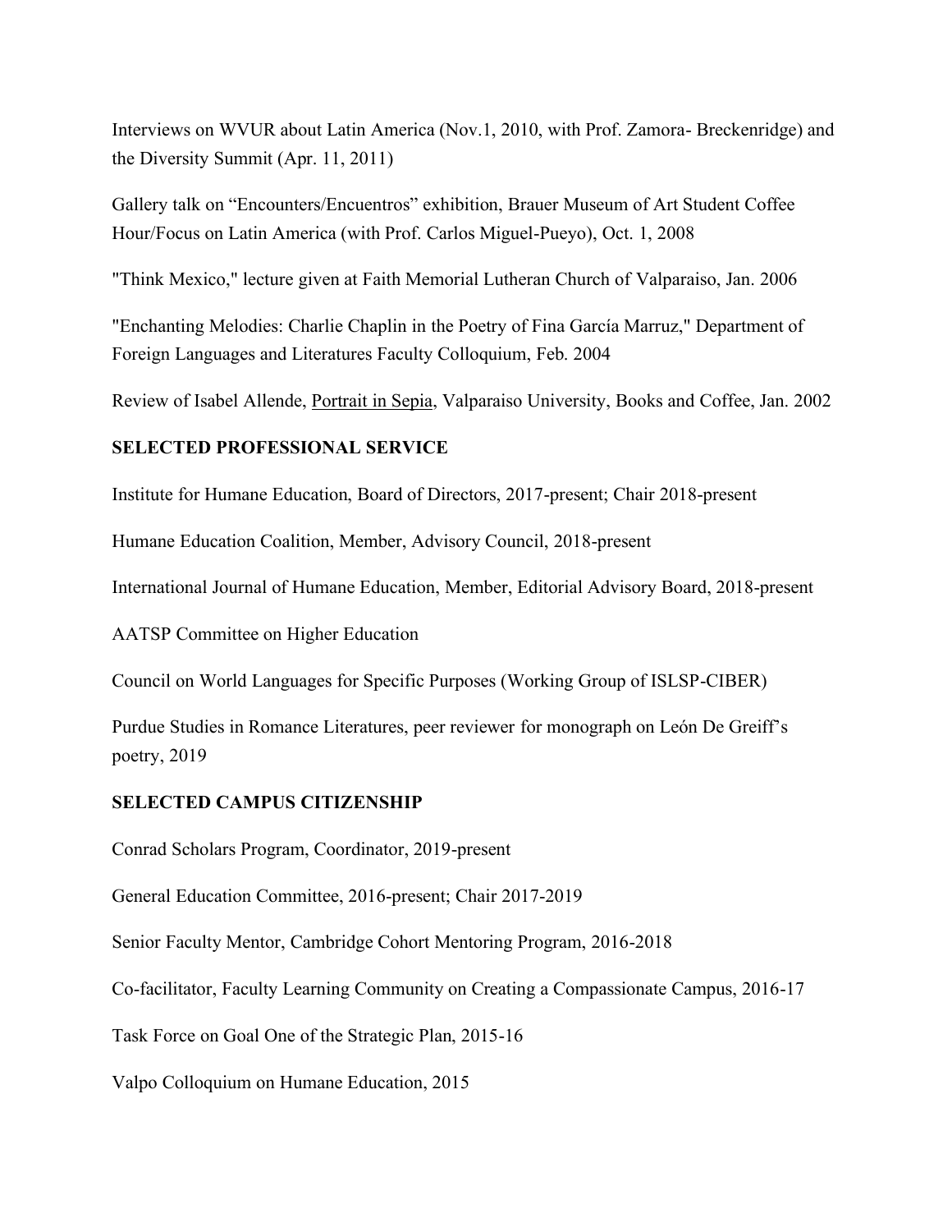Interviews on WVUR about Latin America (Nov.1, 2010, with Prof. Zamora- Breckenridge) and the Diversity Summit (Apr. 11, 2011)

Gallery talk on "Encounters/Encuentros" exhibition, Brauer Museum of Art Student Coffee Hour/Focus on Latin America (with Prof. Carlos Miguel-Pueyo), Oct. 1, 2008

"Think Mexico," lecture given at Faith Memorial Lutheran Church of Valparaiso, Jan. 2006

"Enchanting Melodies: Charlie Chaplin in the Poetry of Fina García Marruz," Department of Foreign Languages and Literatures Faculty Colloquium, Feb. 2004

Review of Isabel Allende, Portrait in Sepia, Valparaiso University, Books and Coffee, Jan. 2002

**SELECTED PROFESSIONAL SERVICE**

Institute for Humane Education, Board of Directors, 2017-present; Chair 2018-present

Humane Education Coalition, Member, Advisory Council, 2018-present

International Journal of Humane Education, Member, Editorial Advisory Board, 2018-present

AATSP Committee on Higher Education

Council on World Languages for Specific Purposes (Working Group of ISLSP-CIBER)

Purdue Studies in Romance Literatures, peer reviewer for monograph on León De Greiff's poetry, 2019

**SELECTED CAMPUS CITIZENSHIP**

Conrad Scholars Program, Coordinator, 2019-present

General Education Committee, 2016-present; Chair 2017-2019

Senior Faculty Mentor, Cambridge Cohort Mentoring Program, 2016-2018

Co-facilitator, Faculty Learning Community on Creating a Compassionate Campus, 2016-17

Task Force on Goal One of the Strategic Plan, 2015-16

Valpo Colloquium on Humane Education, 2015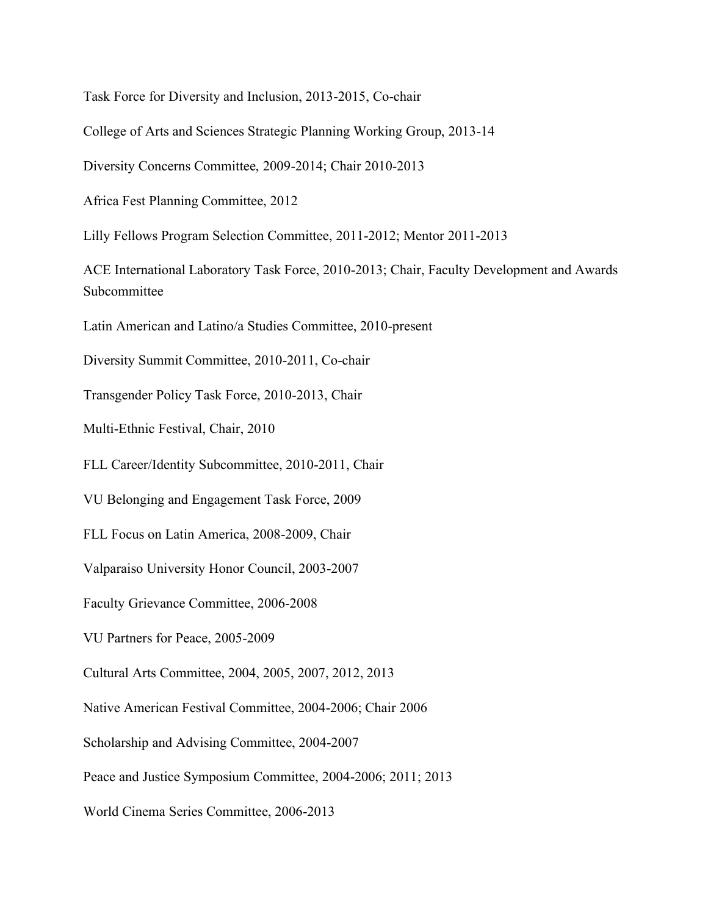Task Force for Diversity and Inclusion, 2013-2015, Co-chair

College of Arts and Sciences Strategic Planning Working Group, 2013-14

Diversity Concerns Committee, 2009-2014; Chair 2010-2013

Africa Fest Planning Committee, 2012

Lilly Fellows Program Selection Committee, 2011-2012; Mentor 2011-2013

ACE International Laboratory Task Force, 2010-2013; Chair, Faculty Development and Awards Subcommittee

Latin American and Latino/a Studies Committee, 2010-present

Diversity Summit Committee, 2010-2011, Co-chair

Transgender Policy Task Force, 2010-2013, Chair

Multi-Ethnic Festival, Chair, 2010

FLL Career/Identity Subcommittee, 2010-2011, Chair

VU Belonging and Engagement Task Force, 2009

FLL Focus on Latin America, 2008-2009, Chair

Valparaiso University Honor Council, 2003-2007

Faculty Grievance Committee, 2006-2008

VU Partners for Peace, 2005-2009

Cultural Arts Committee, 2004, 2005, 2007, 2012, 2013

Native American Festival Committee, 2004-2006; Chair 2006

Scholarship and Advising Committee, 2004-2007

Peace and Justice Symposium Committee, 2004-2006; 2011; 2013

World Cinema Series Committee, 2006-2013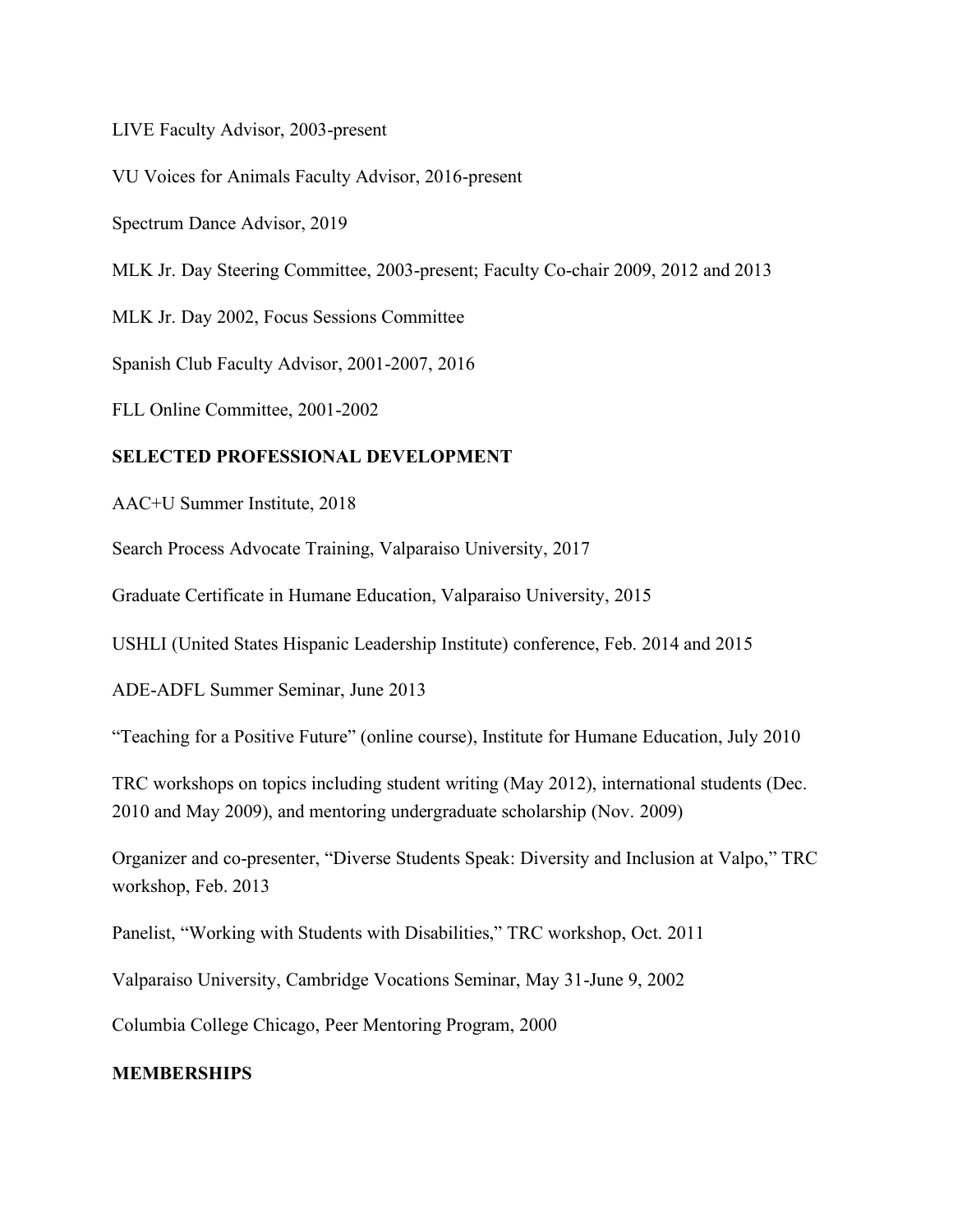LIVE Faculty Advisor, 2003-present

VU Voices for Animals Faculty Advisor, 2016-present

Spectrum Dance Advisor, 2019

MLK Jr. Day Steering Committee, 2003-present; Faculty Co-chair 2009, 2012 and 2013

MLK Jr. Day 2002, Focus Sessions Committee

Spanish Club Faculty Advisor, 2001-2007, 2016

FLL Online Committee, 2001-2002

## SELECTED PROFESSIONAL DEVELOPMENT

AAC+U Summer Institute, 2018

Search Process Advocate Training, Valparaiso University, 2017

Graduate Certificate in Humane Education, Valparaiso University, 2015

USHLI (United States Hispanic Leadership Institute) conference, Feb. 2014 and 2015

ADE-ADFL Summer Seminar, June 2013

"Teaching for a Positive Future" (online course), Institute for Humane Education, July 2010

TRC workshops on topics including student writing (May 2012), international students (Dec. 2010 and May 2009), and mentoring undergraduate scholarship (Nov. 2009)

Organizer and co-presenter, "Diverse Students Speak: Diversity and Inclusion at Valpo," TRC workshop, Feb. 2013

Panelist, "Working with Students with Disabilities," TRC workshop, Oct. 2011

Valparaiso University, Cambridge Vocations Seminar, May 31-June 9, 2002

Columbia College Chicago, Peer Mentoring Program, 2000

## MEMBERSHIPS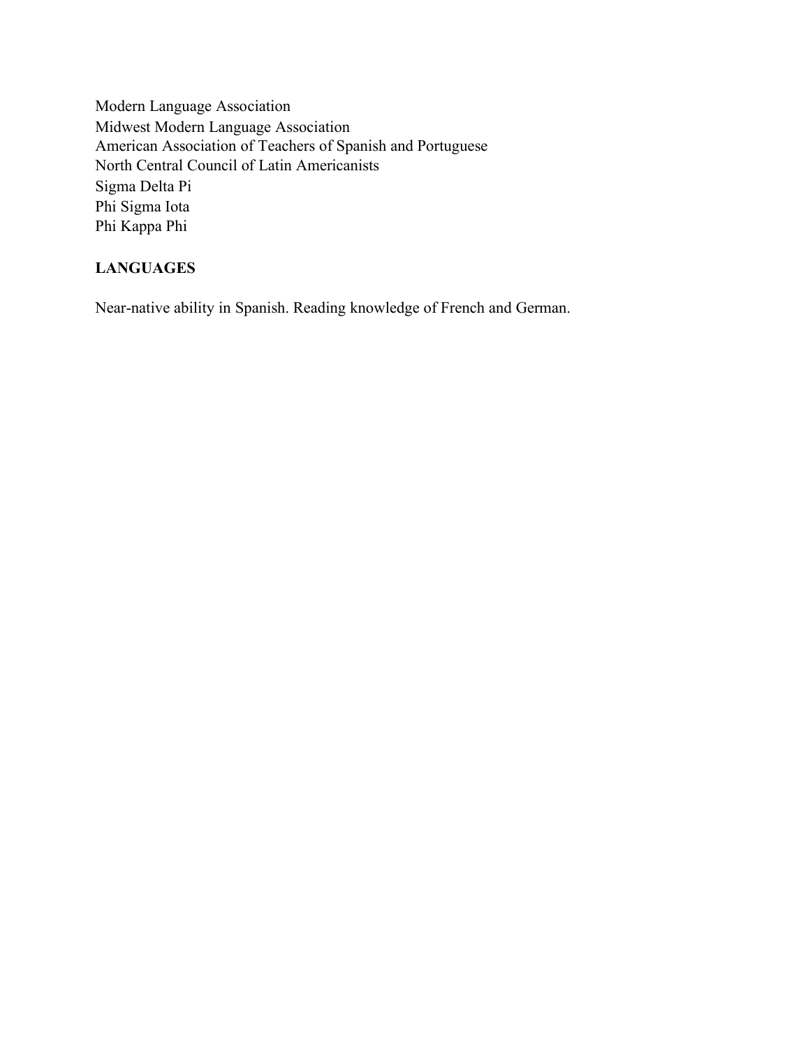Modern Language Association
Midwest Modern Language Association
American Association of Teachers of Spanish and Portuguese
North Central Council of Latin Americanists
Sigma Delta Pi
Phi Sigma Iota
Phi Kappa Phi

**LANGUAGES**

Near-native ability in Spanish. Reading knowledge of French and German.